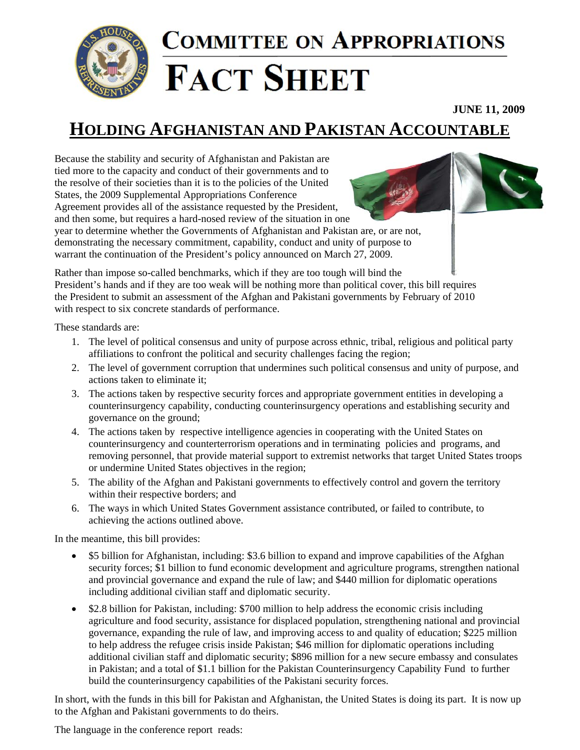# Committee on Appropriations

# Fact Sheet

**JUNE 11, 2009**

## HOLDING AFGHANISTAN AND PAKISTAN ACCOUNTABLE

Because the stability and security of Afghanistan and Pakistan are tied more to the capacity and conduct of their governments and to the resolve of their societies than it is to the policies of the United States, the 2009 Supplemental Appropriations Conference Agreement provides all of the assistance requested by the President, and then some, but requires a hard-nosed review of the situation in one year to determine whether the Governments of Afghanistan and Pakistan are, or are not, demonstrating the necessary commitment, capability, conduct and unity of purpose to warrant the continuation of the President's policy announced on March 27, 2009.

Rather than impose so-called benchmarks, which if they are too tough will bind the President's hands and if they are too weak will be nothing more than political cover, this bill requires the President to submit an assessment of the Afghan and Pakistani governments by February of 2010 with respect to six concrete standards of performance.

These standards are:

1. The level of political consensus and unity of purpose across ethnic, tribal, religious and political party affiliations to confront the political and security challenges facing the region;
2. The level of government corruption that undermines such political consensus and unity of purpose, and actions taken to eliminate it;
3. The actions taken by respective security forces and appropriate government entities in developing a counterinsurgency capability, conducting counterinsurgency operations and establishing security and governance on the ground;
4. The actions taken by respective intelligence agencies in cooperating with the United States on counterinsurgency and counterterrorism operations and in terminating policies and programs, and removing personnel, that provide material support to extremist networks that target United States troops or undermine United States objectives in the region;
5. The ability of the Afghan and Pakistani governments to effectively control and govern the territory within their respective borders; and
6. The ways in which United States Government assistance contributed, or failed to contribute, to achieving the actions outlined above.

In the meantime, this bill provides:

- $5 billion for Afghanistan, including: $3.6 billion to expand and improve capabilities of the Afghan security forces; $1 billion to fund economic development and agriculture programs, strengthen national and provincial governance and expand the rule of law; and $440 million for diplomatic operations including additional civilian staff and diplomatic security.
- $2.8 billion for Pakistan, including: $700 million to help address the economic crisis including agriculture and food security, assistance for displaced population, strengthening national and provincial governance, expanding the rule of law, and improving access to and quality of education; $225 million to help address the refugee crisis inside Pakistan; $46 million for diplomatic operations including additional civilian staff and diplomatic security; $896 million for a new secure embassy and consulates in Pakistan; and a total of $1.1 billion for the Pakistan Counterinsurgency Capability Fund to further build the counterinsurgency capabilities of the Pakistani security forces.

In short, with the funds in this bill for Pakistan and Afghanistan, the United States is doing its part. It is now up to the Afghan and Pakistani governments to do theirs.

The language in the conference report reads: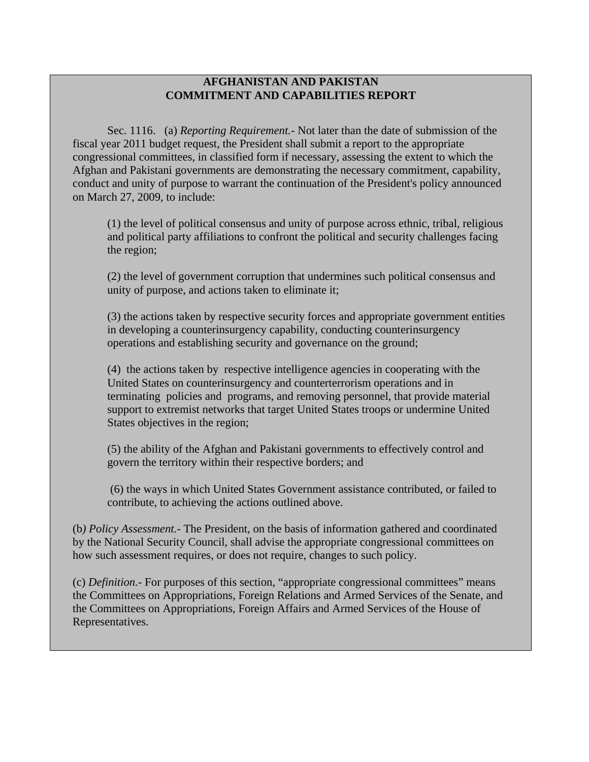**AFGHANISTAN AND PAKISTAN**
**COMMITMENT AND CAPABILITIES REPORT**

Sec. 1116. (a) *Reporting Requirement.-* Not later than the date of submission of the fiscal year 2011 budget request, the President shall submit a report to the appropriate congressional committees, in classified form if necessary, assessing the extent to which the Afghan and Pakistani governments are demonstrating the necessary commitment, capability, conduct and unity of purpose to warrant the continuation of the President's policy announced on March 27, 2009, to include:

(1) the level of political consensus and unity of purpose across ethnic, tribal, religious and political party affiliations to confront the political and security challenges facing the region;

(2) the level of government corruption that undermines such political consensus and unity of purpose, and actions taken to eliminate it;

(3) the actions taken by respective security forces and appropriate government entities in developing a counterinsurgency capability, conducting counterinsurgency operations and establishing security and governance on the ground;

(4) the actions taken by respective intelligence agencies in cooperating with the United States on counterinsurgency and counterterrorism operations and in terminating policies and programs, and removing personnel, that provide material support to extremist networks that target United States troops or undermine United States objectives in the region;

(5) the ability of the Afghan and Pakistani governments to effectively control and govern the territory within their respective borders; and

(6) the ways in which United States Government assistance contributed, or failed to contribute, to achieving the actions outlined above.

(b*) Policy Assessment.-* The President, on the basis of information gathered and coordinated by the National Security Council, shall advise the appropriate congressional committees on how such assessment requires, or does not require, changes to such policy.

(c) *Definition.-* For purposes of this section, "appropriate congressional committees" means the Committees on Appropriations, Foreign Relations and Armed Services of the Senate, and the Committees on Appropriations, Foreign Affairs and Armed Services of the House of Representatives.